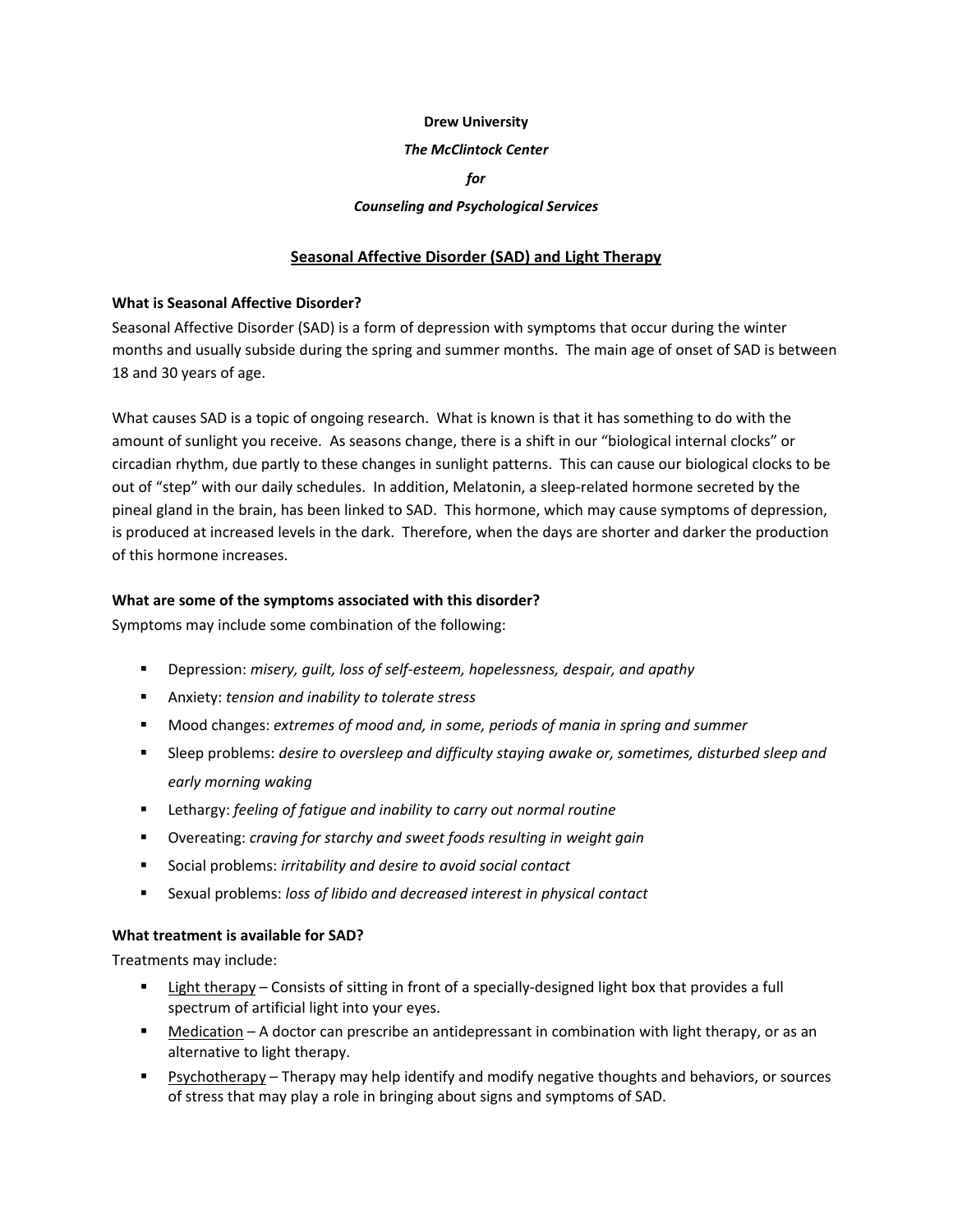**Drew University**

***The McClintock Center***

***for***

***Counseling and Psychological Services***

# Seasonal Affective Disorder (SAD) and Light Therapy

### What is Seasonal Affective Disorder?

Seasonal Affective Disorder (SAD) is a form of depression with symptoms that occur during the winter months and usually subside during the spring and summer months. The main age of onset of SAD is between 18 and 30 years of age.

What causes SAD is a topic of ongoing research. What is known is that it has something to do with the amount of sunlight you receive. As seasons change, there is a shift in our "biological internal clocks" or circadian rhythm, due partly to these changes in sunlight patterns. This can cause our biological clocks to be out of "step" with our daily schedules. In addition, Melatonin, a sleep-related hormone secreted by the pineal gland in the brain, has been linked to SAD. This hormone, which may cause symptoms of depression, is produced at increased levels in the dark. Therefore, when the days are shorter and darker the production of this hormone increases.

### What are some of the symptoms associated with this disorder?

Symptoms may include some combination of the following:

- Depression: *misery, guilt, loss of self-esteem, hopelessness, despair, and apathy*
- Anxiety: *tension and inability to tolerate stress*
- Mood changes: *extremes of mood and, in some, periods of mania in spring and summer*
- Sleep problems: *desire to oversleep and difficulty staying awake or, sometimes, disturbed sleep and early morning waking*
- Lethargy: *feeling of fatigue and inability to carry out normal routine*
- Overeating: *craving for starchy and sweet foods resulting in weight gain*
- Social problems: *irritability and desire to avoid social contact*
- Sexual problems: *loss of libido and decreased interest in physical contact*

### What treatment is available for SAD?

Treatments may include:

- Light therapy – Consists of sitting in front of a specially-designed light box that provides a full spectrum of artificial light into your eyes.
- Medication – A doctor can prescribe an antidepressant in combination with light therapy, or as an alternative to light therapy.
- Psychotherapy – Therapy may help identify and modify negative thoughts and behaviors, or sources of stress that may play a role in bringing about signs and symptoms of SAD.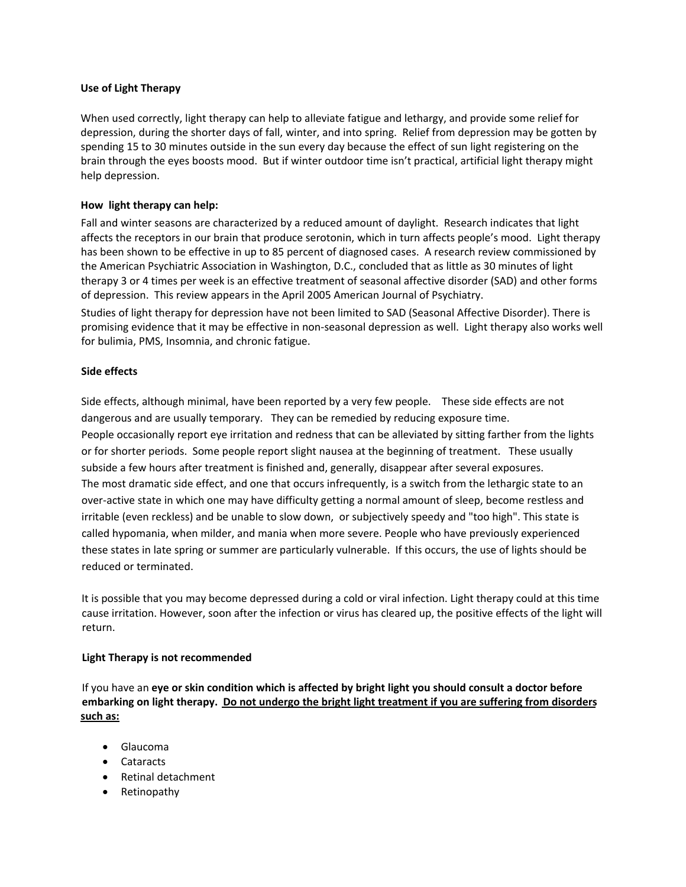**Use of Light Therapy**

When used correctly, light therapy can help to alleviate fatigue and lethargy, and provide some relief for depression, during the shorter days of fall, winter, and into spring. Relief from depression may be gotten by spending 15 to 30 minutes outside in the sun every day because the effect of sun light registering on the brain through the eyes boosts mood. But if winter outdoor time isn't practical, artificial light therapy might help depression.

**How light therapy can help:**

Fall and winter seasons are characterized by a reduced amount of daylight. Research indicates that light affects the receptors in our brain that produce serotonin, which in turn affects people's mood. Light therapy has been shown to be effective in up to 85 percent of diagnosed cases. A research review commissioned by the American Psychiatric Association in Washington, D.C., concluded that as little as 30 minutes of light therapy 3 or 4 times per week is an effective treatment of seasonal affective disorder (SAD) and other forms of depression. This review appears in the April 2005 American Journal of Psychiatry.

Studies of light therapy for depression have not been limited to SAD (Seasonal Affective Disorder). There is promising evidence that it may be effective in non-seasonal depression as well. Light therapy also works well for bulimia, PMS, Insomnia, and chronic fatigue.

**Side effects**

Side effects, although minimal, have been reported by a very few people. These side effects are not dangerous and are usually temporary. They can be remedied by reducing exposure time.

People occasionally report eye irritation and redness that can be alleviated by sitting farther from the lights or for shorter periods. Some people report slight nausea at the beginning of treatment. These usually subside a few hours after treatment is finished and, generally, disappear after several exposures.

The most dramatic side effect, and one that occurs infrequently, is a switch from the lethargic state to an over-active state in which one may have difficulty getting a normal amount of sleep, become restless and irritable (even reckless) and be unable to slow down, or subjectively speedy and "too high". This state is called hypomania, when milder, and mania when more severe. People who have previously experienced these states in late spring or summer are particularly vulnerable. If this occurs, the use of lights should be reduced or terminated.

It is possible that you may become depressed during a cold or viral infection. Light therapy could at this time cause irritation. However, soon after the infection or virus has cleared up, the positive effects of the light will return.

**Light Therapy is not recommended**

If you have an **eye or skin condition which is affected by bright light you should consult a doctor before embarking on light therapy. <u>Do not undergo the bright light treatment if you are suffering from disorders such as:</u>**

- Glaucoma
- Cataracts
- Retinal detachment
- Retinopathy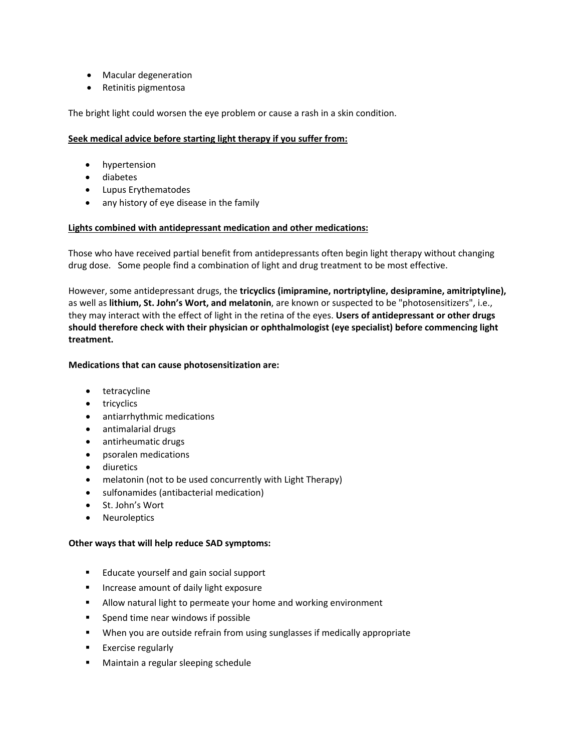- Macular degeneration
- Retinitis pigmentosa

The bright light could worsen the eye problem or cause a rash in a skin condition.

**Seek medical advice before starting light therapy if you suffer from:**

- hypertension
- diabetes
- Lupus Erythematodes
- any history of eye disease in the family

**Lights combined with antidepressant medication and other medications:**

Those who have received partial benefit from antidepressants often begin light therapy without changing drug dose. Some people find a combination of light and drug treatment to be most effective.

However, some antidepressant drugs, the **tricyclics (imipramine, nortriptyline, desipramine, amitriptyline),** as well as **lithium, St. John's Wort, and melatonin**, are known or suspected to be "photosensitizers", i.e., they may interact with the effect of light in the retina of the eyes. **Users of antidepressant or other drugs should therefore check with their physician or ophthalmologist (eye specialist) before commencing light treatment.**

**Medications that can cause photosensitization are:**

- tetracycline
- tricyclics
- antiarrhythmic medications
- antimalarial drugs
- antirheumatic drugs
- psoralen medications
- diuretics
- melatonin (not to be used concurrently with Light Therapy)
- sulfonamides (antibacterial medication)
- St. John's Wort
- Neuroleptics

**Other ways that will help reduce SAD symptoms:**

- Educate yourself and gain social support
- Increase amount of daily light exposure
- Allow natural light to permeate your home and working environment
- Spend time near windows if possible
- When you are outside refrain from using sunglasses if medically appropriate
- Exercise regularly
- Maintain a regular sleeping schedule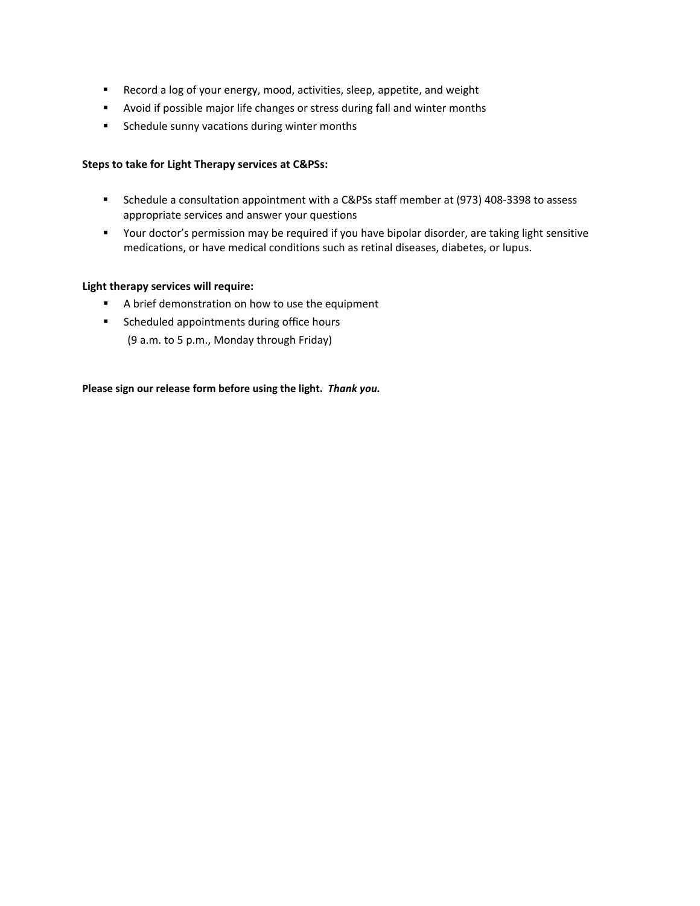- Record a log of your energy, mood, activities, sleep, appetite, and weight
- Avoid if possible major life changes or stress during fall and winter months
- Schedule sunny vacations during winter months

**Steps to take for Light Therapy services at C&PSs:**

- Schedule a consultation appointment with a C&PSs staff member at (973) 408-3398 to assess appropriate services and answer your questions
- Your doctor's permission may be required if you have bipolar disorder, are taking light sensitive medications, or have medical conditions such as retinal diseases, diabetes, or lupus.

**Light therapy services will require:**

- A brief demonstration on how to use the equipment
- Scheduled appointments during office hours
  (9 a.m. to 5 p.m., Monday through Friday)

**Please sign our release form before using the light.** ***Thank you.***